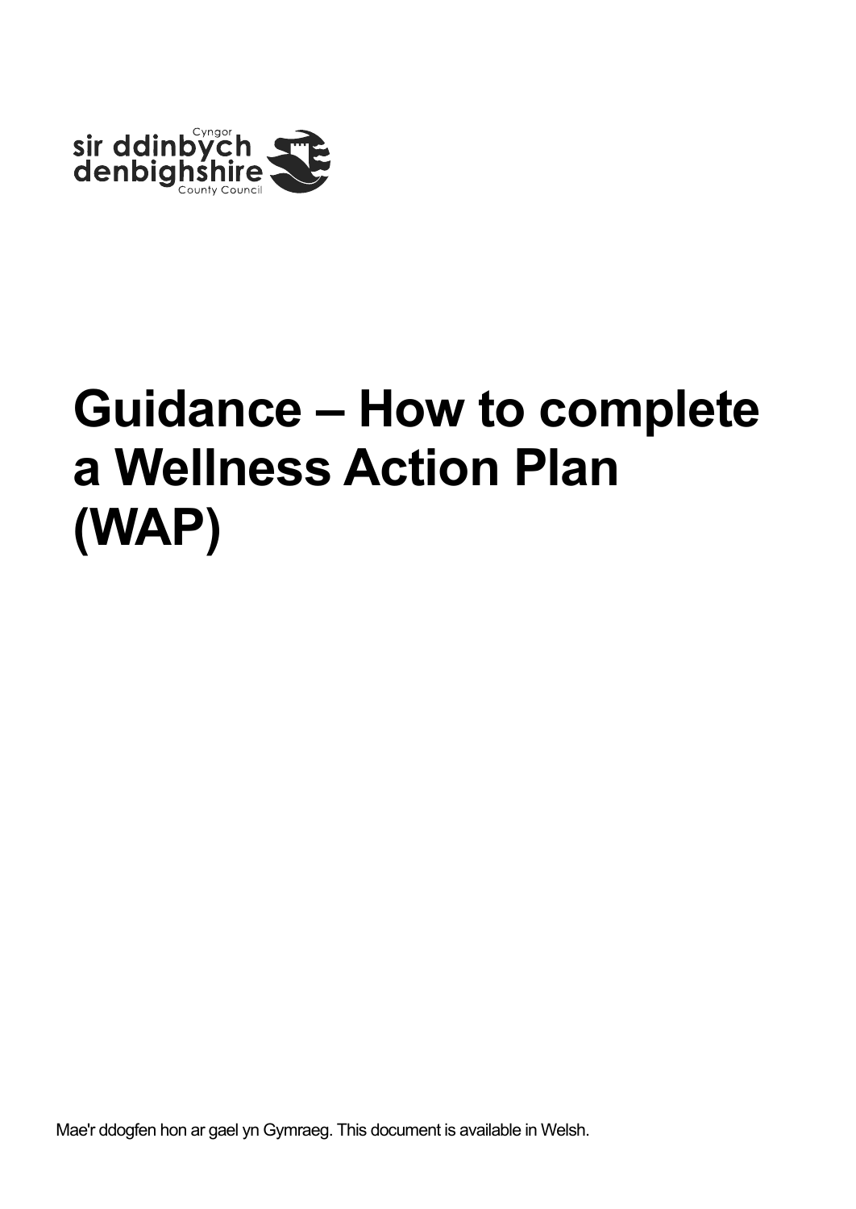Cyngor sir ddinbych denbighshire County Council

# Guidance – How to complete a Wellness Action Plan (WAP)

Mae'r ddogfen hon ar gael yn Gymraeg. This document is available in Welsh.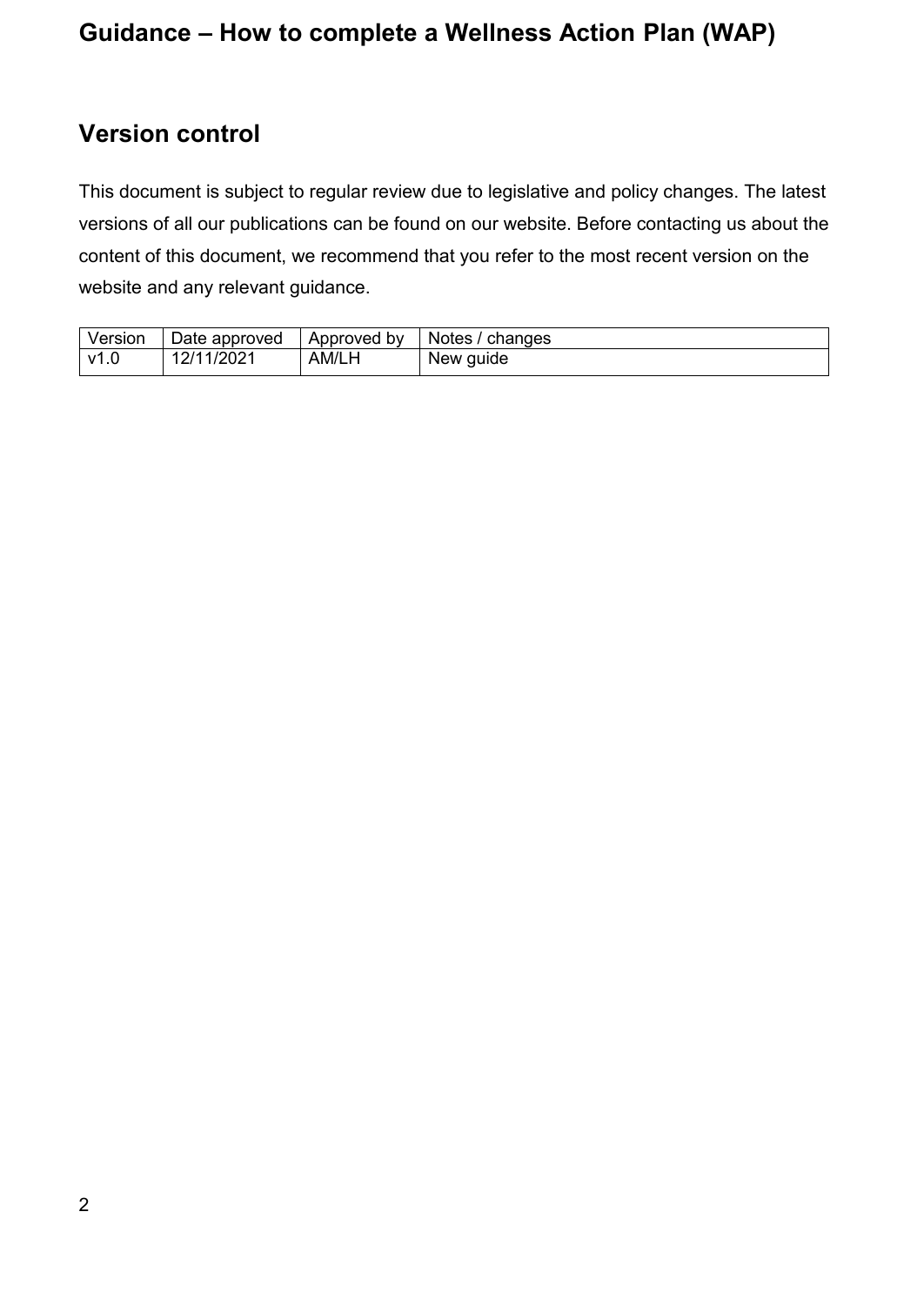## Version control

This document is subject to regular review due to legislative and policy changes. The latest versions of all our publications can be found on our website. Before contacting us about the content of this document, we recommend that you refer to the most recent version on the website and any relevant guidance.

| Version | Date approved | Approved by | Notes / changes |
|---|---|---|---|
| v1.0 | 12/11/2021 | AM/LH | New guide |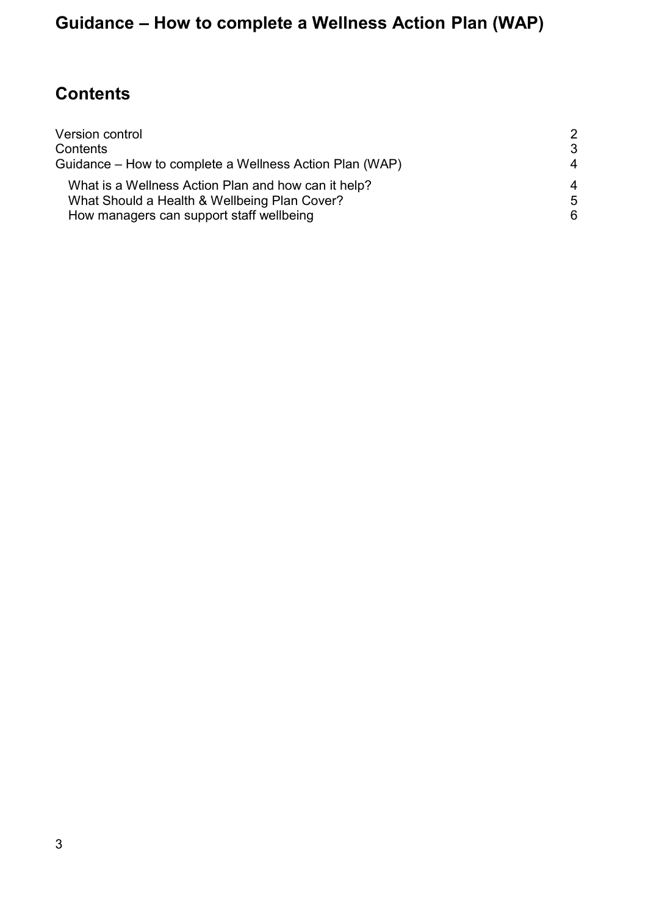## Contents

| | |
|---|---|
| Version control | 2 |
| Contents | 3 |
| Guidance – How to complete a Wellness Action Plan (WAP) | 4 |
| What is a Wellness Action Plan and how can it help? | 4 |
| What Should a Health & Wellbeing Plan Cover? | 5 |
| How managers can support staff wellbeing | 6 |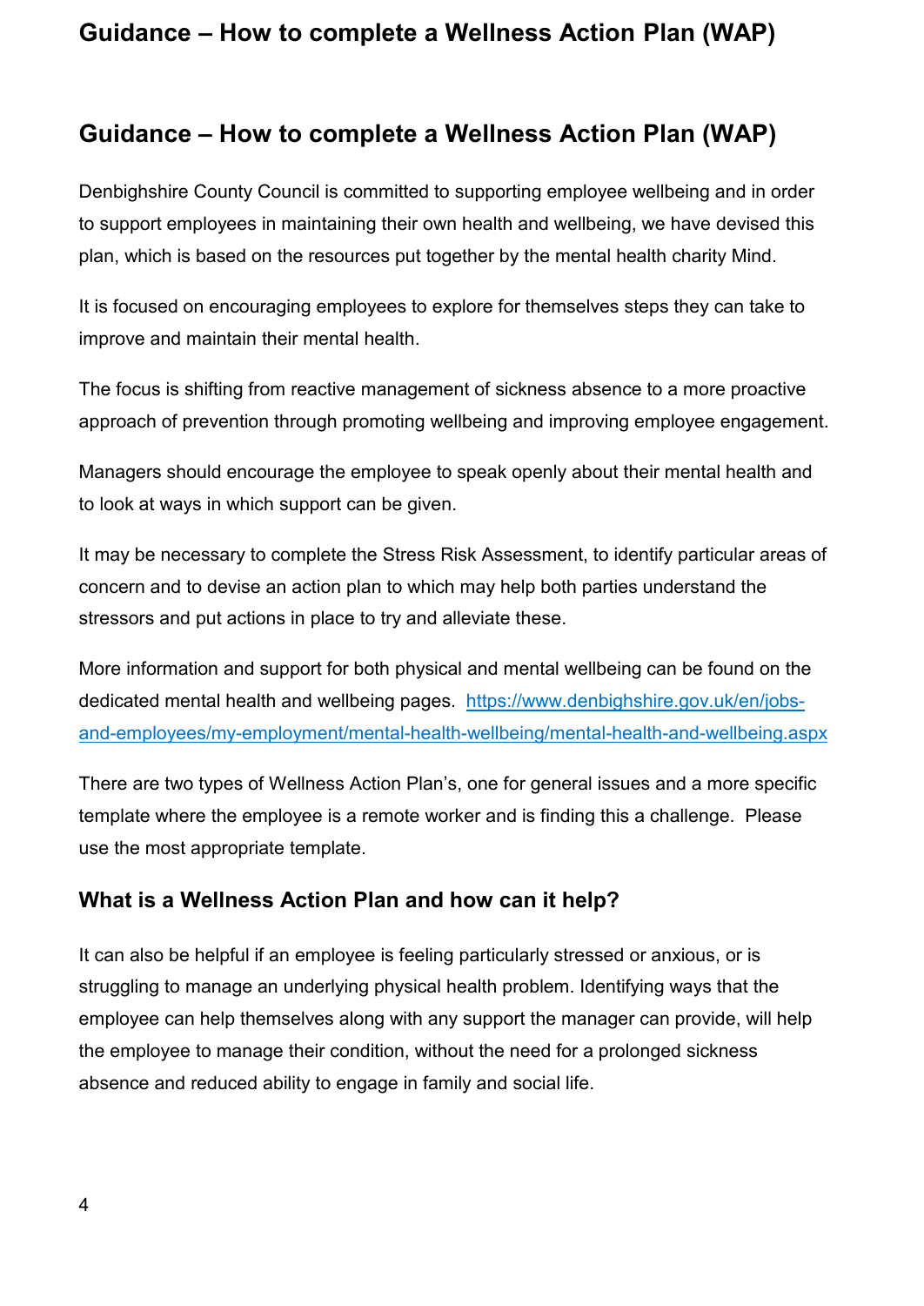## Guidance – How to complete a Wellness Action Plan (WAP)

## Guidance – How to complete a Wellness Action Plan (WAP)

Denbighshire County Council is committed to supporting employee wellbeing and in order to support employees in maintaining their own health and wellbeing, we have devised this plan, which is based on the resources put together by the mental health charity Mind.

It is focused on encouraging employees to explore for themselves steps they can take to improve and maintain their mental health.

The focus is shifting from reactive management of sickness absence to a more proactive approach of prevention through promoting wellbeing and improving employee engagement.

Managers should encourage the employee to speak openly about their mental health and to look at ways in which support can be given.

It may be necessary to complete the Stress Risk Assessment, to identify particular areas of concern and to devise an action plan to which may help both parties understand the stressors and put actions in place to try and alleviate these.

More information and support for both physical and mental wellbeing can be found on the dedicated mental health and wellbeing pages. [https://www.denbighshire.gov.uk/en/jobs-and-employees/my-employment/mental-health-wellbeing/mental-health-and-wellbeing.aspx](https://www.denbighshire.gov.uk/en/jobs-and-employees/my-employment/mental-health-wellbeing/mental-health-and-wellbeing.aspx)

There are two types of Wellness Action Plan's, one for general issues and a more specific template where the employee is a remote worker and is finding this a challenge. Please use the most appropriate template.

### What is a Wellness Action Plan and how can it help?

It can also be helpful if an employee is feeling particularly stressed or anxious, or is struggling to manage an underlying physical health problem. Identifying ways that the employee can help themselves along with any support the manager can provide, will help the employee to manage their condition, without the need for a prolonged sickness absence and reduced ability to engage in family and social life.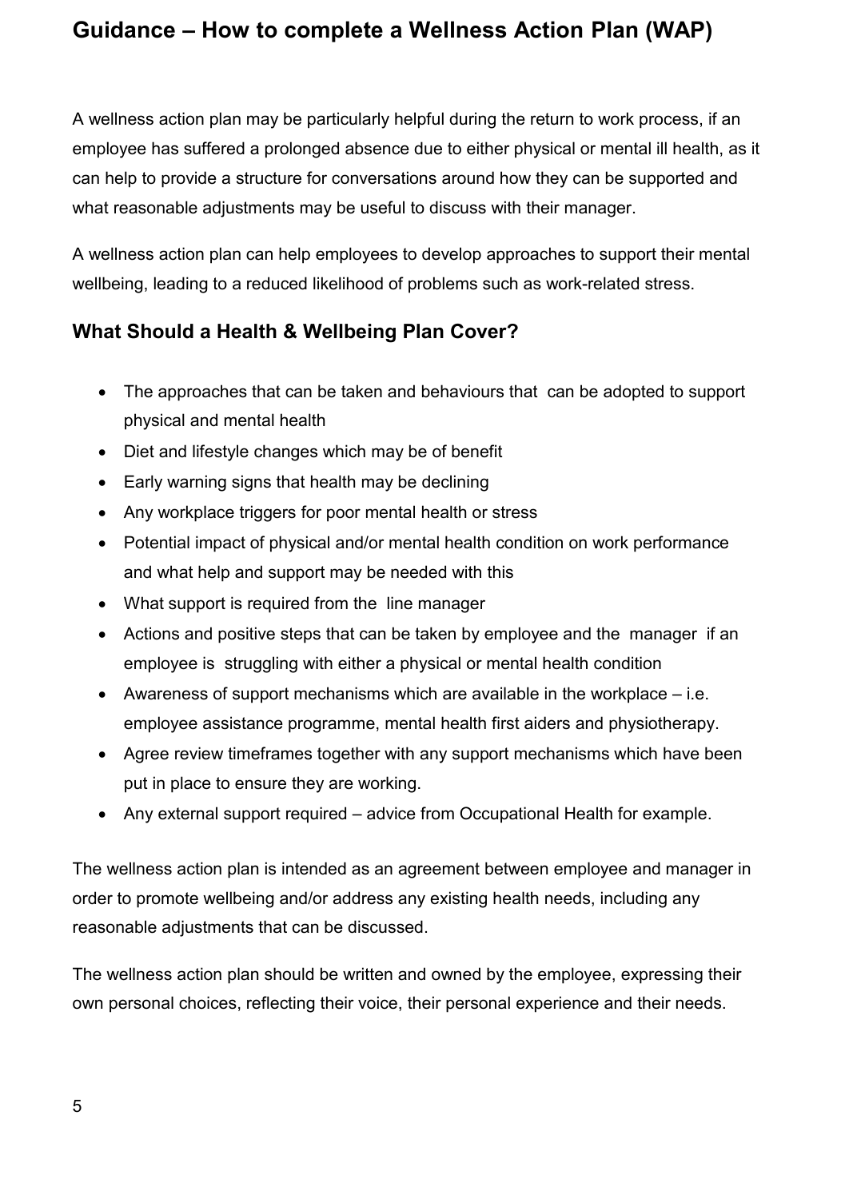## Guidance – How to complete a Wellness Action Plan (WAP)

A wellness action plan may be particularly helpful during the return to work process, if an employee has suffered a prolonged absence due to either physical or mental ill health, as it can help to provide a structure for conversations around how they can be supported and what reasonable adjustments may be useful to discuss with their manager.

A wellness action plan can help employees to develop approaches to support their mental wellbeing, leading to a reduced likelihood of problems such as work-related stress.

### What Should a Health & Wellbeing Plan Cover?

- The approaches that can be taken and behaviours that can be adopted to support physical and mental health
- Diet and lifestyle changes which may be of benefit
- Early warning signs that health may be declining
- Any workplace triggers for poor mental health or stress
- Potential impact of physical and/or mental health condition on work performance and what help and support may be needed with this
- What support is required from the line manager
- Actions and positive steps that can be taken by employee and the manager if an employee is struggling with either a physical or mental health condition
- Awareness of support mechanisms which are available in the workplace – i.e. employee assistance programme, mental health first aiders and physiotherapy.
- Agree review timeframes together with any support mechanisms which have been put in place to ensure they are working.
- Any external support required – advice from Occupational Health for example.

The wellness action plan is intended as an agreement between employee and manager in order to promote wellbeing and/or address any existing health needs, including any reasonable adjustments that can be discussed.

The wellness action plan should be written and owned by the employee, expressing their own personal choices, reflecting their voice, their personal experience and their needs.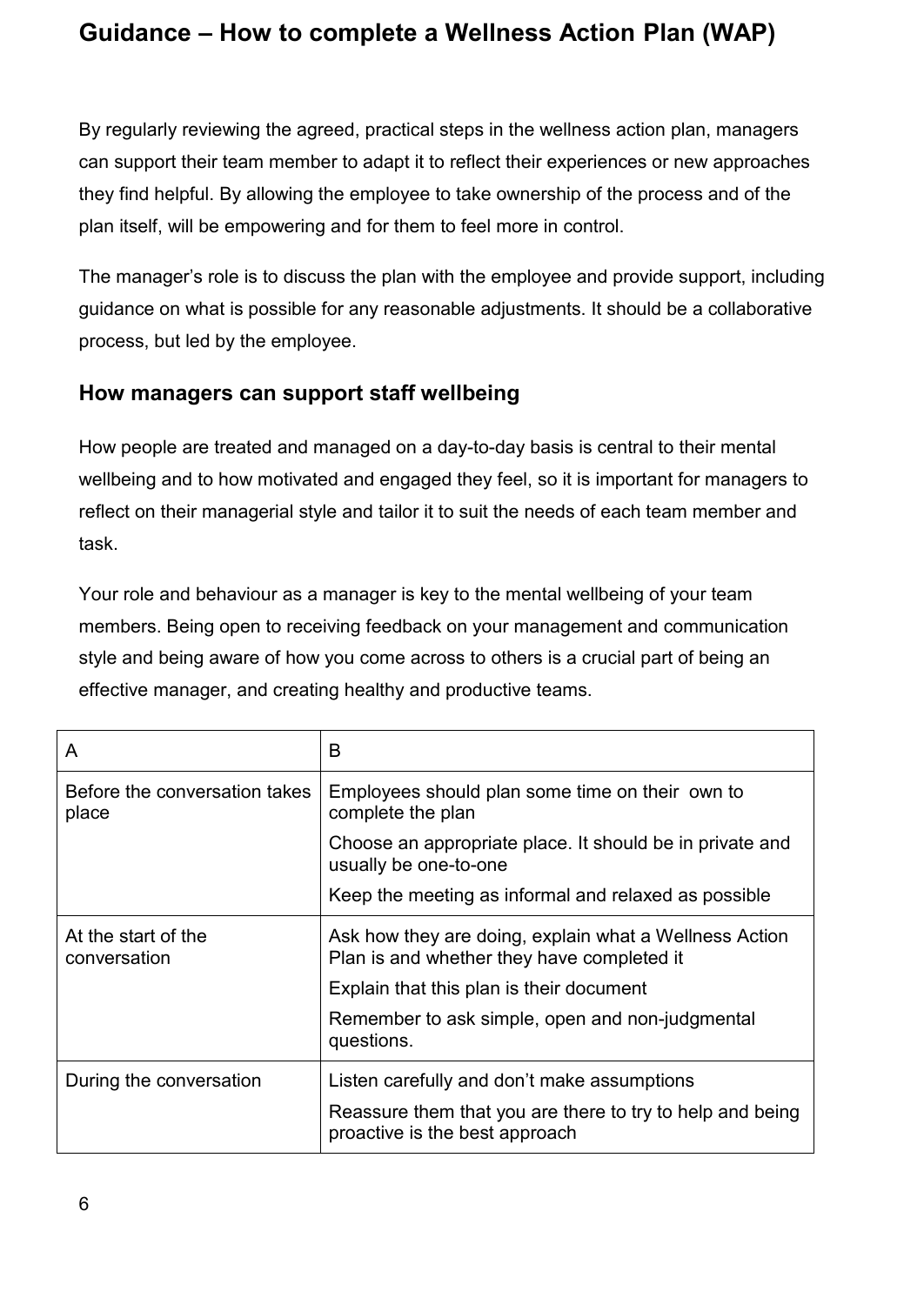# Guidance – How to complete a Wellness Action Plan (WAP)

By regularly reviewing the agreed, practical steps in the wellness action plan, managers can support their team member to adapt it to reflect their experiences or new approaches they find helpful. By allowing the employee to take ownership of the process and of the plan itself, will be empowering and for them to feel more in control.

The manager's role is to discuss the plan with the employee and provide support, including guidance on what is possible for any reasonable adjustments. It should be a collaborative process, but led by the employee.

## How managers can support staff wellbeing

How people are treated and managed on a day-to-day basis is central to their mental wellbeing and to how motivated and engaged they feel, so it is important for managers to reflect on their managerial style and tailor it to suit the needs of each team member and task.

Your role and behaviour as a manager is key to the mental wellbeing of your team members. Being open to receiving feedback on your management and communication style and being aware of how you come across to others is a crucial part of being an effective manager, and creating healthy and productive teams.

| A | B |
|---|---|
| Before the conversation takes place | Employees should plan some time on their own to complete the plan<br>Choose an appropriate place. It should be in private and usually be one-to-one<br>Keep the meeting as informal and relaxed as possible |
| At the start of the conversation | Ask how they are doing, explain what a Wellness Action Plan is and whether they have completed it<br>Explain that this plan is their document<br>Remember to ask simple, open and non-judgmental questions. |
| During the conversation | Listen carefully and don't make assumptions<br>Reassure them that you are there to try to help and being proactive is the best approach |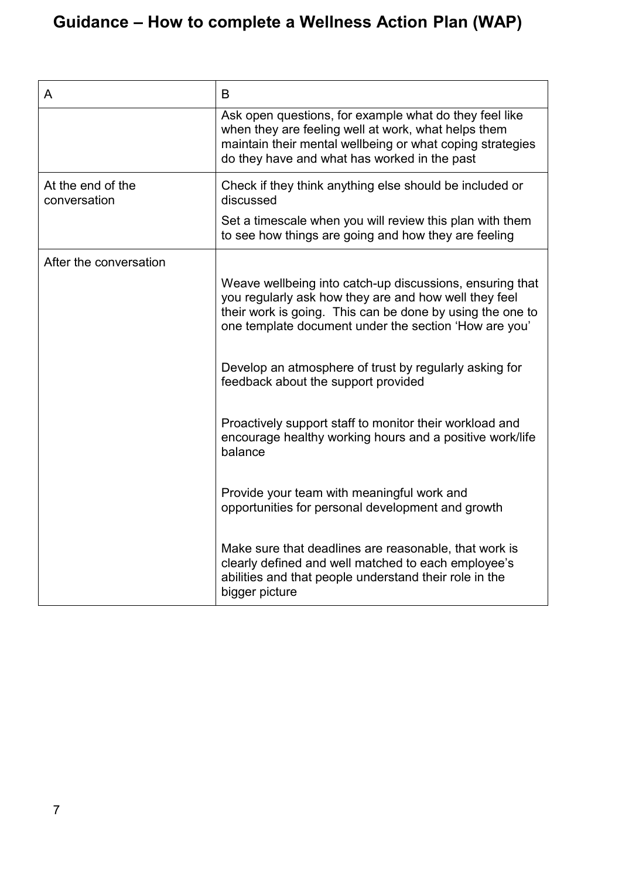# Guidance – How to complete a Wellness Action Plan (WAP)

| A | B |
|---|---|
| | Ask open questions, for example what do they feel like when they are feeling well at work, what helps them maintain their mental wellbeing or what coping strategies do they have and what has worked in the past |
| At the end of the conversation | Check if they think anything else should be included or discussed<br><br>Set a timescale when you will review this plan with them to see how things are going and how they are feeling |
| After the conversation | Weave wellbeing into catch-up discussions, ensuring that you regularly ask how they are and how well they feel their work is going. This can be done by using the one to one template document under the section 'How are you'<br><br>Develop an atmosphere of trust by regularly asking for feedback about the support provided<br><br>Proactively support staff to monitor their workload and encourage healthy working hours and a positive work/life balance<br><br>Provide your team with meaningful work and opportunities for personal development and growth<br><br>Make sure that deadlines are reasonable, that work is clearly defined and well matched to each employee's abilities and that people understand their role in the bigger picture |